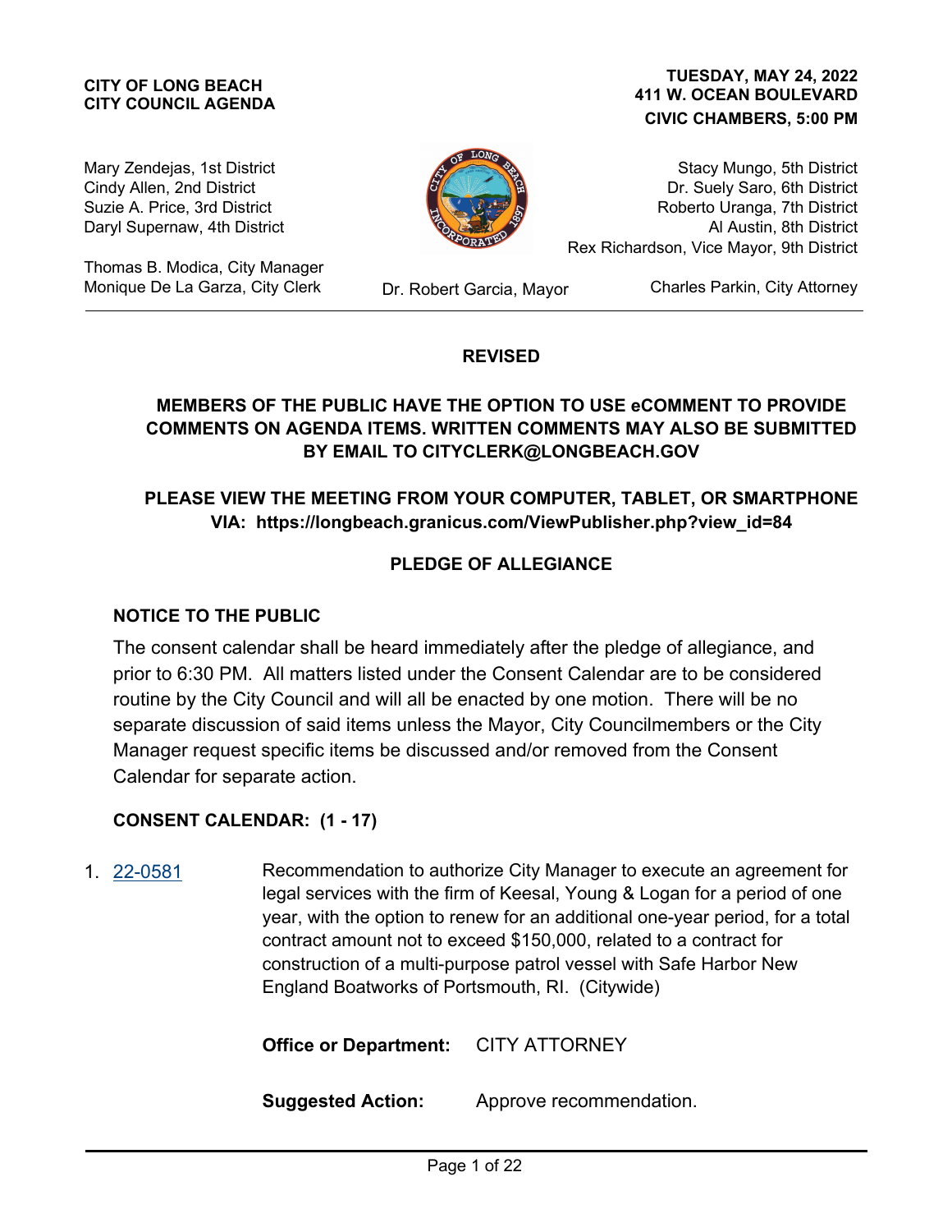**CITY OF LONG BEACH**
**CITY COUNCIL AGENDA**

**TUESDAY, MAY 24, 2022**
**411 W. OCEAN BOULEVARD**
**CIVIC CHAMBERS, 5:00 PM**

Mary Zendejas, 1st District
Cindy Allen, 2nd District
Suzie A. Price, 3rd District
Daryl Supernaw, 4th District

Stacy Mungo, 5th District
Dr. Suely Saro, 6th District
Roberto Uranga, 7th District
Al Austin, 8th District
Rex Richardson, Vice Mayor, 9th District

Thomas B. Modica, City Manager
Monique De La Garza, City Clerk

Dr. Robert Garcia, Mayor

Charles Parkin, City Attorney

---

**REVISED**

**MEMBERS OF THE PUBLIC HAVE THE OPTION TO USE eCOMMENT TO PROVIDE COMMENTS ON AGENDA ITEMS. WRITTEN COMMENTS MAY ALSO BE SUBMITTED BY EMAIL TO CITYCLERK@LONGBEACH.GOV**

**PLEASE VIEW THE MEETING FROM YOUR COMPUTER, TABLET, OR SMARTPHONE VIA: https://longbeach.granicus.com/ViewPublisher.php?view_id=84**

**PLEDGE OF ALLEGIANCE**

## NOTICE TO THE PUBLIC

The consent calendar shall be heard immediately after the pledge of allegiance, and prior to 6:30 PM. All matters listed under the Consent Calendar are to be considered routine by the City Council and will all be enacted by one motion. There will be no separate discussion of said items unless the Mayor, City Councilmembers or the City Manager request specific items be discussed and/or removed from the Consent Calendar for separate action.

## CONSENT CALENDAR: (1 - 17)

1. 22-0581 Recommendation to authorize City Manager to execute an agreement for legal services with the firm of Keesal, Young & Logan for a period of one year, with the option to renew for an additional one-year period, for a total contract amount not to exceed $150,000, related to a contract for construction of a multi-purpose patrol vessel with Safe Harbor New England Boatworks of Portsmouth, RI. (Citywide)

   **Office or Department:** CITY ATTORNEY

   **Suggested Action:** Approve recommendation.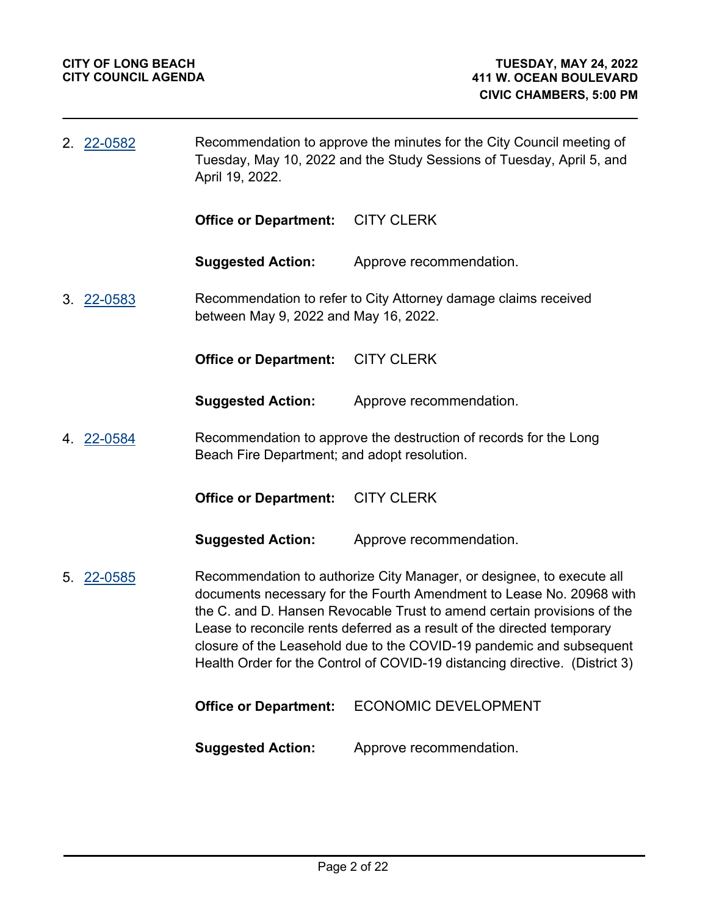2. 22-0582

Recommendation to approve the minutes for the City Council meeting of Tuesday, May 10, 2022 and the Study Sessions of Tuesday, April 5, and April 19, 2022.

**Office or Department:** CITY CLERK

**Suggested Action:** Approve recommendation.

3. 22-0583

Recommendation to refer to City Attorney damage claims received between May 9, 2022 and May 16, 2022.

**Office or Department:** CITY CLERK

**Suggested Action:** Approve recommendation.

4. 22-0584

Recommendation to approve the destruction of records for the Long Beach Fire Department; and adopt resolution.

**Office or Department:** CITY CLERK

**Suggested Action:** Approve recommendation.

5. 22-0585

Recommendation to authorize City Manager, or designee, to execute all documents necessary for the Fourth Amendment to Lease No. 20968 with the C. and D. Hansen Revocable Trust to amend certain provisions of the Lease to reconcile rents deferred as a result of the directed temporary closure of the Leasehold due to the COVID-19 pandemic and subsequent Health Order for the Control of COVID-19 distancing directive. (District 3)

**Office or Department:** ECONOMIC DEVELOPMENT

**Suggested Action:** Approve recommendation.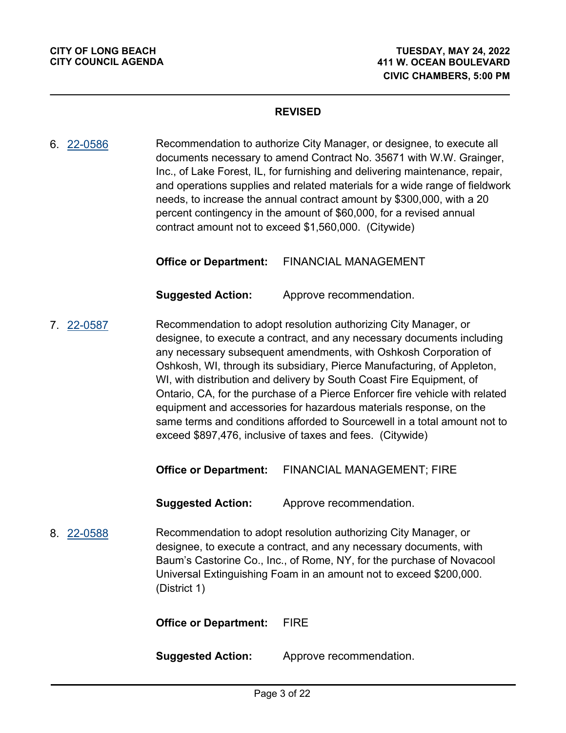**REVISED**

6. 22-0586 Recommendation to authorize City Manager, or designee, to execute all documents necessary to amend Contract No. 35671 with W.W. Grainger, Inc., of Lake Forest, IL, for furnishing and delivering maintenance, repair, and operations supplies and related materials for a wide range of fieldwork needs, to increase the annual contract amount by $300,000, with a 20 percent contingency in the amount of $60,000, for a revised annual contract amount not to exceed $1,560,000. (Citywide)

   **Office or Department:** FINANCIAL MANAGEMENT

   **Suggested Action:** Approve recommendation.

7. 22-0587 Recommendation to adopt resolution authorizing City Manager, or designee, to execute a contract, and any necessary documents including any necessary subsequent amendments, with Oshkosh Corporation of Oshkosh, WI, through its subsidiary, Pierce Manufacturing, of Appleton, WI, with distribution and delivery by South Coast Fire Equipment, of Ontario, CA, for the purchase of a Pierce Enforcer fire vehicle with related equipment and accessories for hazardous materials response, on the same terms and conditions afforded to Sourcewell in a total amount not to exceed $897,476, inclusive of taxes and fees. (Citywide)

   **Office or Department:** FINANCIAL MANAGEMENT; FIRE

   **Suggested Action:** Approve recommendation.

8. 22-0588 Recommendation to adopt resolution authorizing City Manager, or designee, to execute a contract, and any necessary documents, with Baum's Castorine Co., Inc., of Rome, NY, for the purchase of Novacool Universal Extinguishing Foam in an amount not to exceed $200,000. (District 1)

   **Office or Department:** FIRE

   **Suggested Action:** Approve recommendation.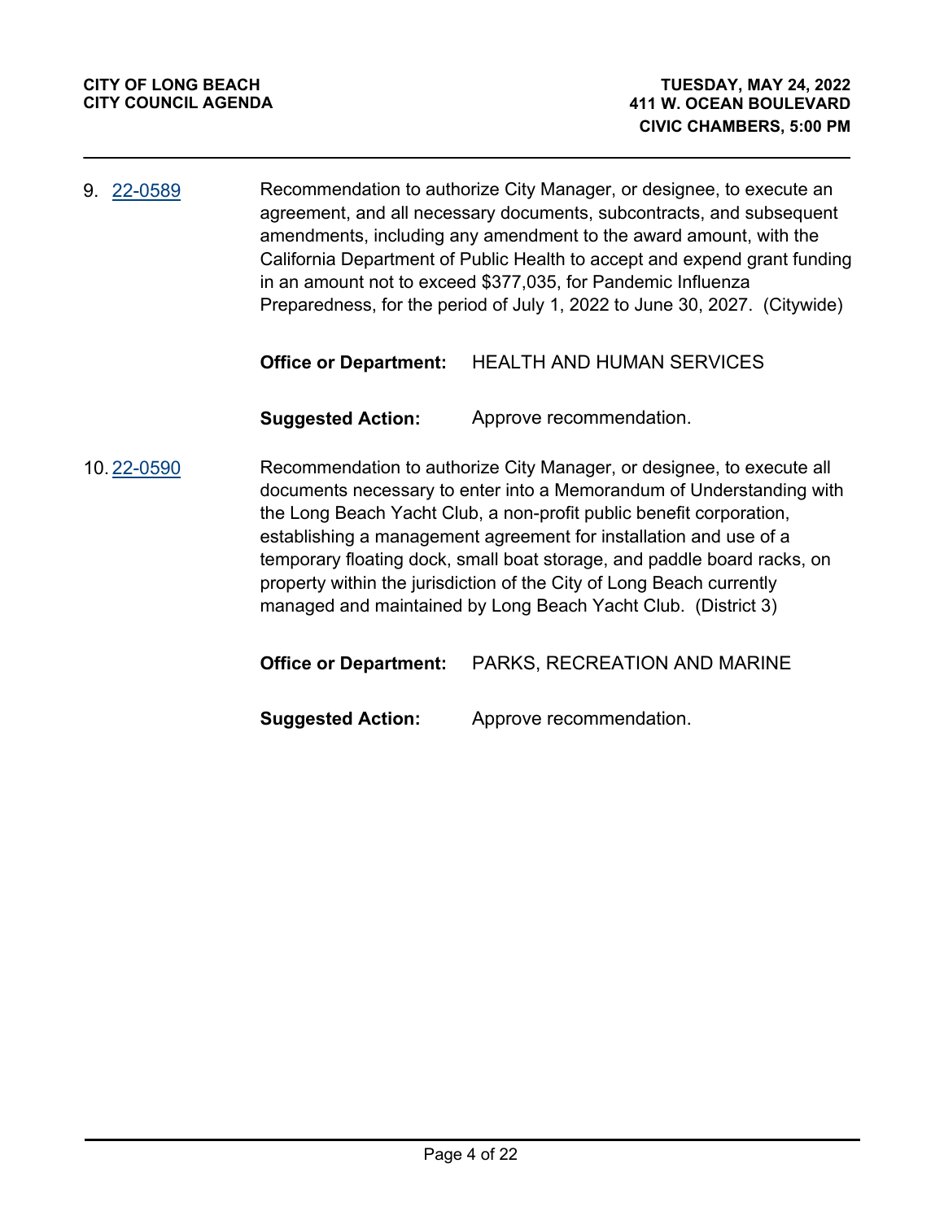9. 22-0589 Recommendation to authorize City Manager, or designee, to execute an agreement, and all necessary documents, subcontracts, and subsequent amendments, including any amendment to the award amount, with the California Department of Public Health to accept and expend grant funding in an amount not to exceed $377,035, for Pandemic Influenza Preparedness, for the period of July 1, 2022 to June 30, 2027. (Citywide)

   **Office or Department:** HEALTH AND HUMAN SERVICES

   **Suggested Action:** Approve recommendation.

10. 22-0590 Recommendation to authorize City Manager, or designee, to execute all documents necessary to enter into a Memorandum of Understanding with the Long Beach Yacht Club, a non-profit public benefit corporation, establishing a management agreement for installation and use of a temporary floating dock, small boat storage, and paddle board racks, on property within the jurisdiction of the City of Long Beach currently managed and maintained by Long Beach Yacht Club. (District 3)

    **Office or Department:** PARKS, RECREATION AND MARINE

    **Suggested Action:** Approve recommendation.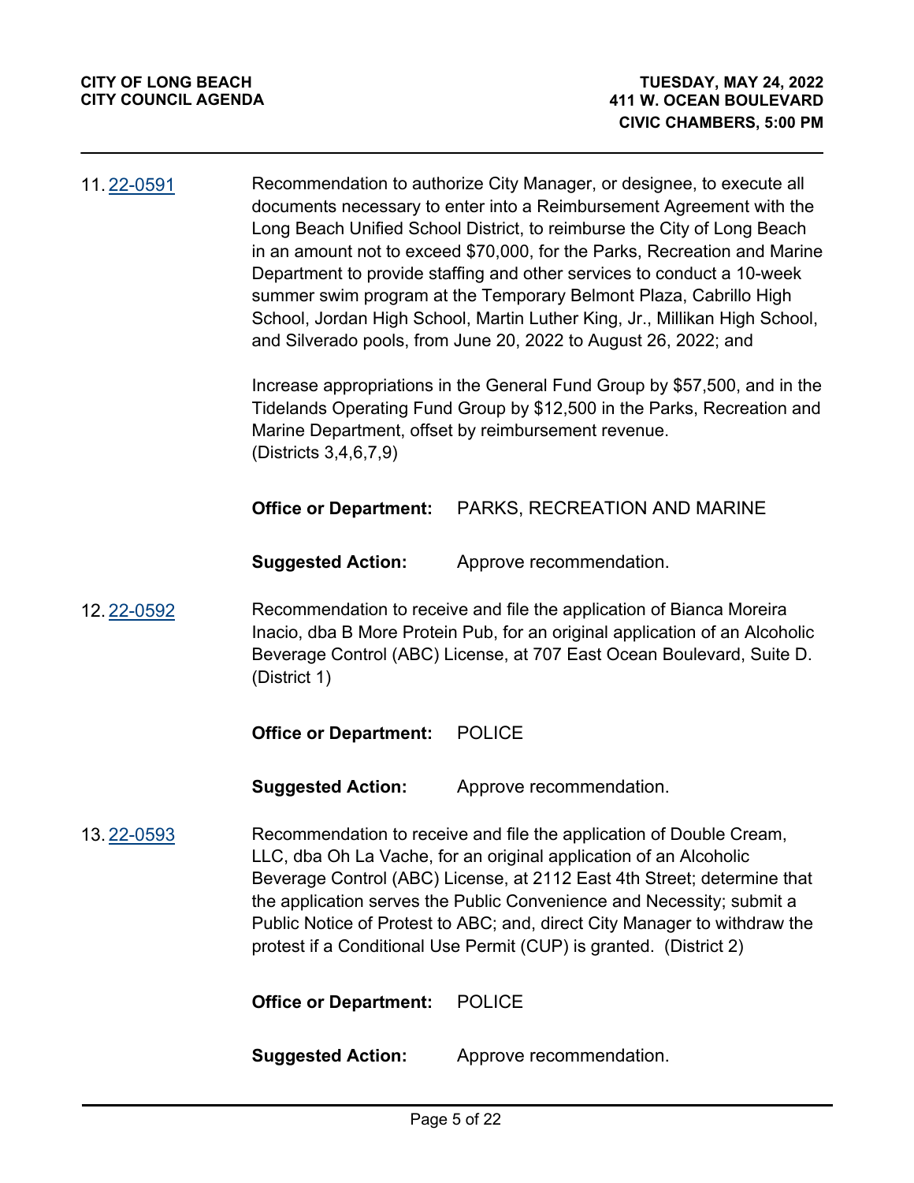11. 22-0591

Recommendation to authorize City Manager, or designee, to execute all documents necessary to enter into a Reimbursement Agreement with the Long Beach Unified School District, to reimburse the City of Long Beach in an amount not to exceed $70,000, for the Parks, Recreation and Marine Department to provide staffing and other services to conduct a 10-week summer swim program at the Temporary Belmont Plaza, Cabrillo High School, Jordan High School, Martin Luther King, Jr., Millikan High School, and Silverado pools, from June 20, 2022 to August 26, 2022; and

Increase appropriations in the General Fund Group by $57,500, and in the Tidelands Operating Fund Group by $12,500 in the Parks, Recreation and Marine Department, offset by reimbursement revenue.
(Districts 3,4,6,7,9)

**Office or Department:** PARKS, RECREATION AND MARINE

**Suggested Action:** Approve recommendation.

12. 22-0592

Recommendation to receive and file the application of Bianca Moreira Inacio, dba B More Protein Pub, for an original application of an Alcoholic Beverage Control (ABC) License, at 707 East Ocean Boulevard, Suite D.
(District 1)

**Office or Department:** POLICE

**Suggested Action:** Approve recommendation.

13. 22-0593

Recommendation to receive and file the application of Double Cream, LLC, dba Oh La Vache, for an original application of an Alcoholic Beverage Control (ABC) License, at 2112 East 4th Street; determine that the application serves the Public Convenience and Necessity; submit a Public Notice of Protest to ABC; and, direct City Manager to withdraw the protest if a Conditional Use Permit (CUP) is granted. (District 2)

**Office or Department:** POLICE

**Suggested Action:** Approve recommendation.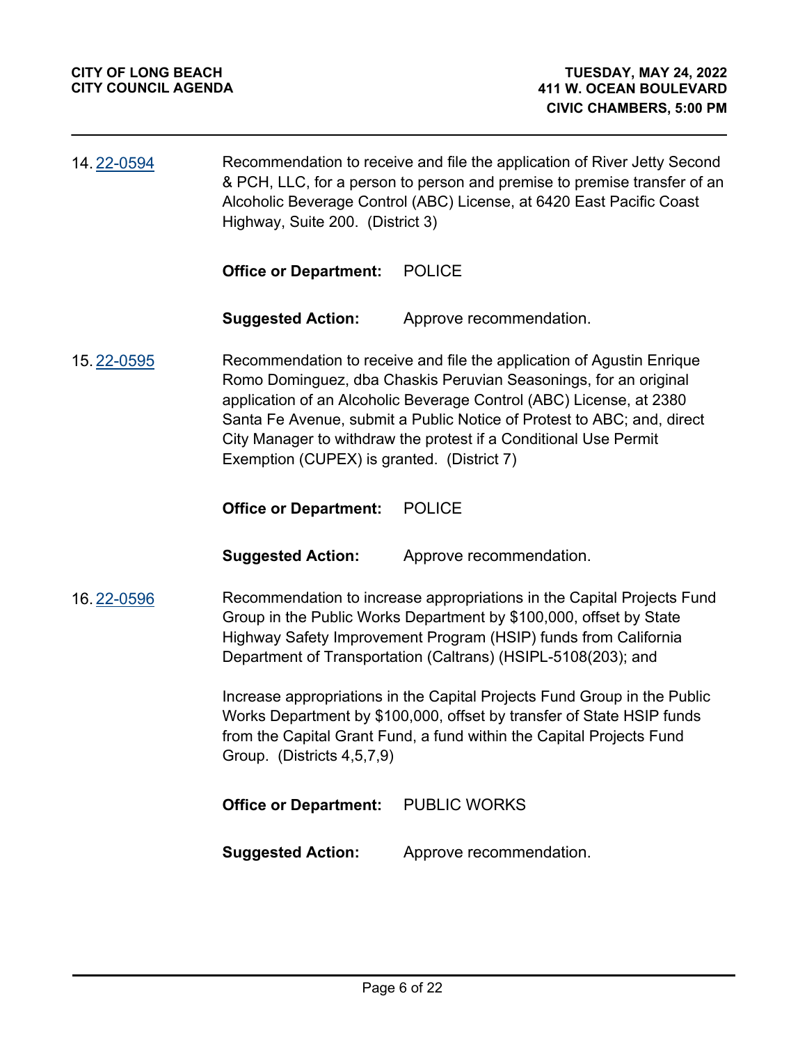14. 22-0594

Recommendation to receive and file the application of River Jetty Second & PCH, LLC, for a person to person and premise to premise transfer of an Alcoholic Beverage Control (ABC) License, at 6420 East Pacific Coast Highway, Suite 200. (District 3)

**Office or Department:** POLICE

**Suggested Action:** Approve recommendation.

15. 22-0595

Recommendation to receive and file the application of Agustin Enrique Romo Dominguez, dba Chaskis Peruvian Seasonings, for an original application of an Alcoholic Beverage Control (ABC) License, at 2380 Santa Fe Avenue, submit a Public Notice of Protest to ABC; and, direct City Manager to withdraw the protest if a Conditional Use Permit Exemption (CUPEX) is granted. (District 7)

**Office or Department:** POLICE

**Suggested Action:** Approve recommendation.

16. 22-0596

Recommendation to increase appropriations in the Capital Projects Fund Group in the Public Works Department by $100,000, offset by State Highway Safety Improvement Program (HSIP) funds from California Department of Transportation (Caltrans) (HSIPL-5108(203); and

Increase appropriations in the Capital Projects Fund Group in the Public Works Department by $100,000, offset by transfer of State HSIP funds from the Capital Grant Fund, a fund within the Capital Projects Fund Group. (Districts 4,5,7,9)

**Office or Department:** PUBLIC WORKS

**Suggested Action:** Approve recommendation.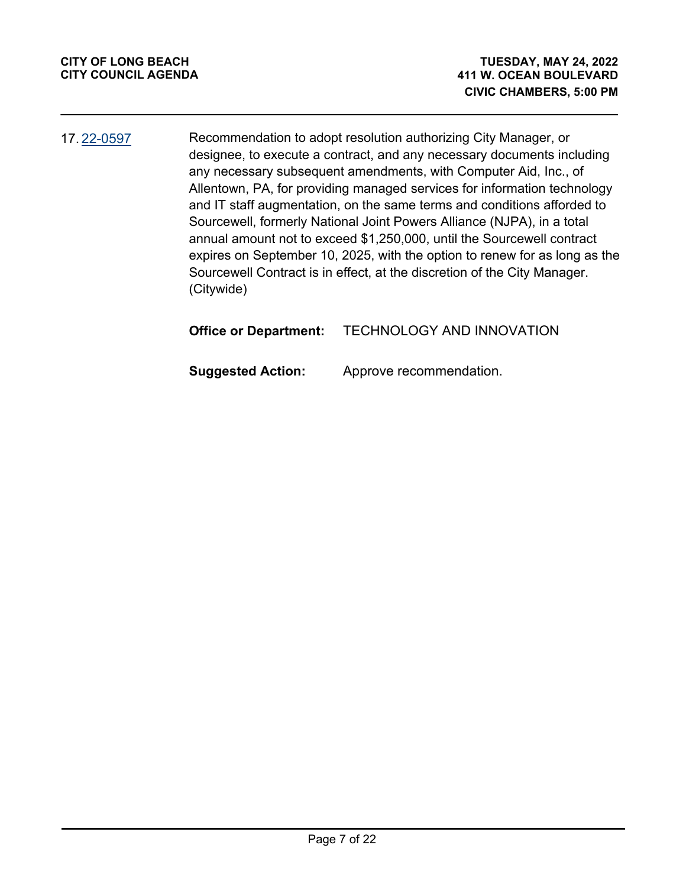17. 22-0597

Recommendation to adopt resolution authorizing City Manager, or designee, to execute a contract, and any necessary documents including any necessary subsequent amendments, with Computer Aid, Inc., of Allentown, PA, for providing managed services for information technology and IT staff augmentation, on the same terms and conditions afforded to Sourcewell, formerly National Joint Powers Alliance (NJPA), in a total annual amount not to exceed $1,250,000, until the Sourcewell contract expires on September 10, 2025, with the option to renew for as long as the Sourcewell Contract is in effect, at the discretion of the City Manager. (Citywide)

**Office or Department:** TECHNOLOGY AND INNOVATION

**Suggested Action:** Approve recommendation.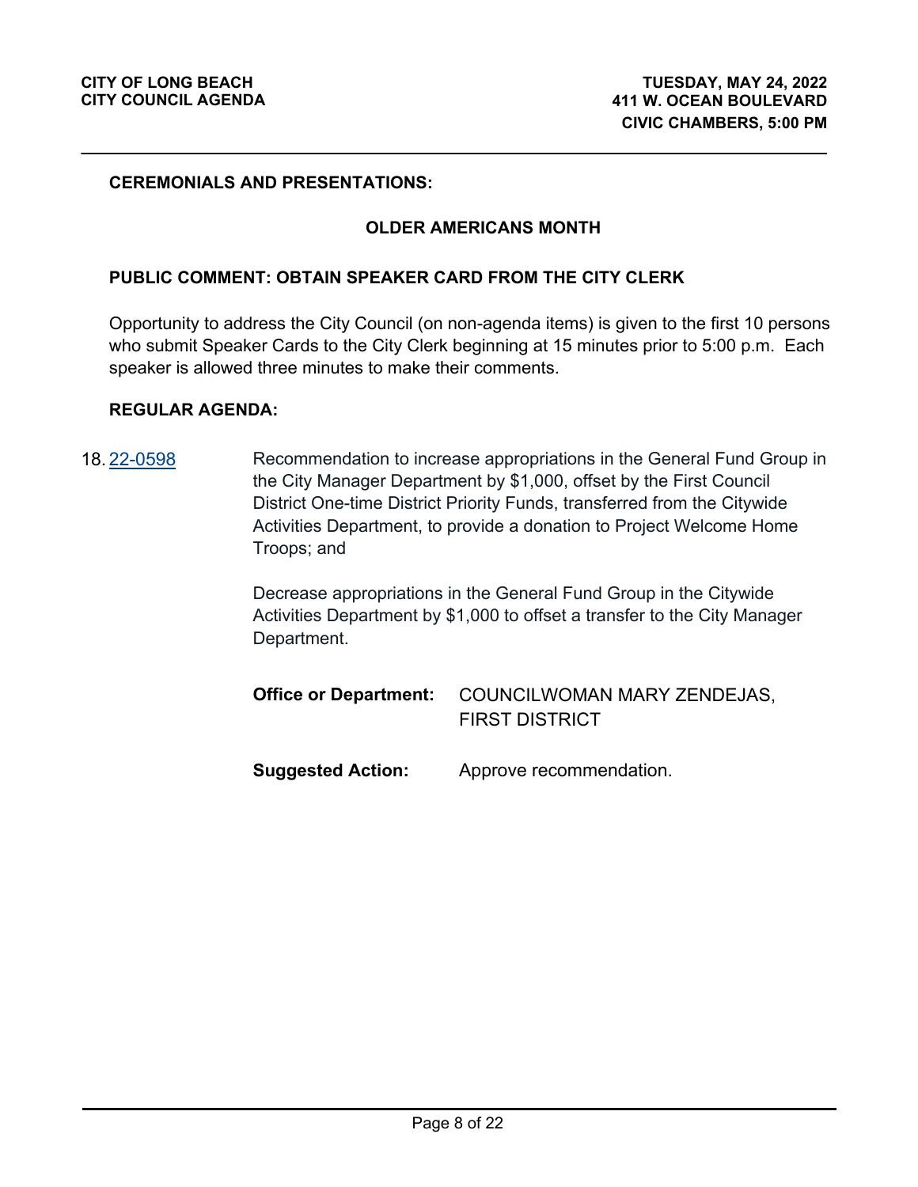**CEREMONIALS AND PRESENTATIONS:**

**OLDER AMERICANS MONTH**

**PUBLIC COMMENT: OBTAIN SPEAKER CARD FROM THE CITY CLERK**

Opportunity to address the City Council (on non-agenda items) is given to the first 10 persons who submit Speaker Cards to the City Clerk beginning at 15 minutes prior to 5:00 p.m. Each speaker is allowed three minutes to make their comments.

**REGULAR AGENDA:**

18. 22-0598

Recommendation to increase appropriations in the General Fund Group in the City Manager Department by $1,000, offset by the First Council District One-time District Priority Funds, transferred from the Citywide Activities Department, to provide a donation to Project Welcome Home Troops; and

Decrease appropriations in the General Fund Group in the Citywide Activities Department by $1,000 to offset a transfer to the City Manager Department.

**Office or Department:** COUNCILWOMAN MARY ZENDEJAS, FIRST DISTRICT

**Suggested Action:** Approve recommendation.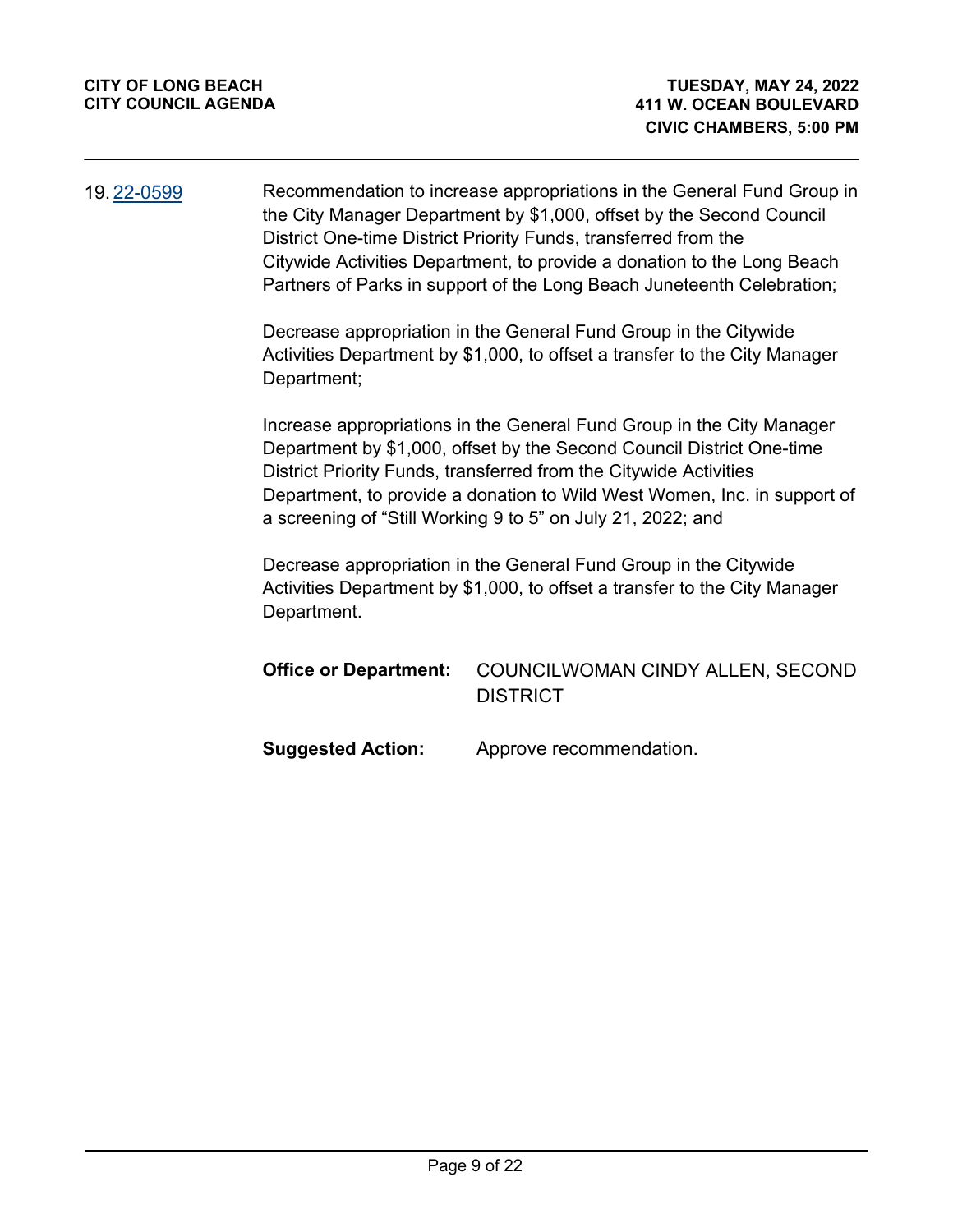19. [22-0599](22-0599)

Recommendation to increase appropriations in the General Fund Group in the City Manager Department by $1,000, offset by the Second Council District One-time District Priority Funds, transferred from the Citywide Activities Department, to provide a donation to the Long Beach Partners of Parks in support of the Long Beach Juneteenth Celebration;

Decrease appropriation in the General Fund Group in the Citywide Activities Department by $1,000, to offset a transfer to the City Manager Department;

Increase appropriations in the General Fund Group in the City Manager Department by $1,000, offset by the Second Council District One-time District Priority Funds, transferred from the Citywide Activities Department, to provide a donation to Wild West Women, Inc. in support of a screening of "Still Working 9 to 5" on July 21, 2022; and

Decrease appropriation in the General Fund Group in the Citywide Activities Department by $1,000, to offset a transfer to the City Manager Department.

**Office or Department:** COUNCILWOMAN CINDY ALLEN, SECOND DISTRICT

**Suggested Action:** Approve recommendation.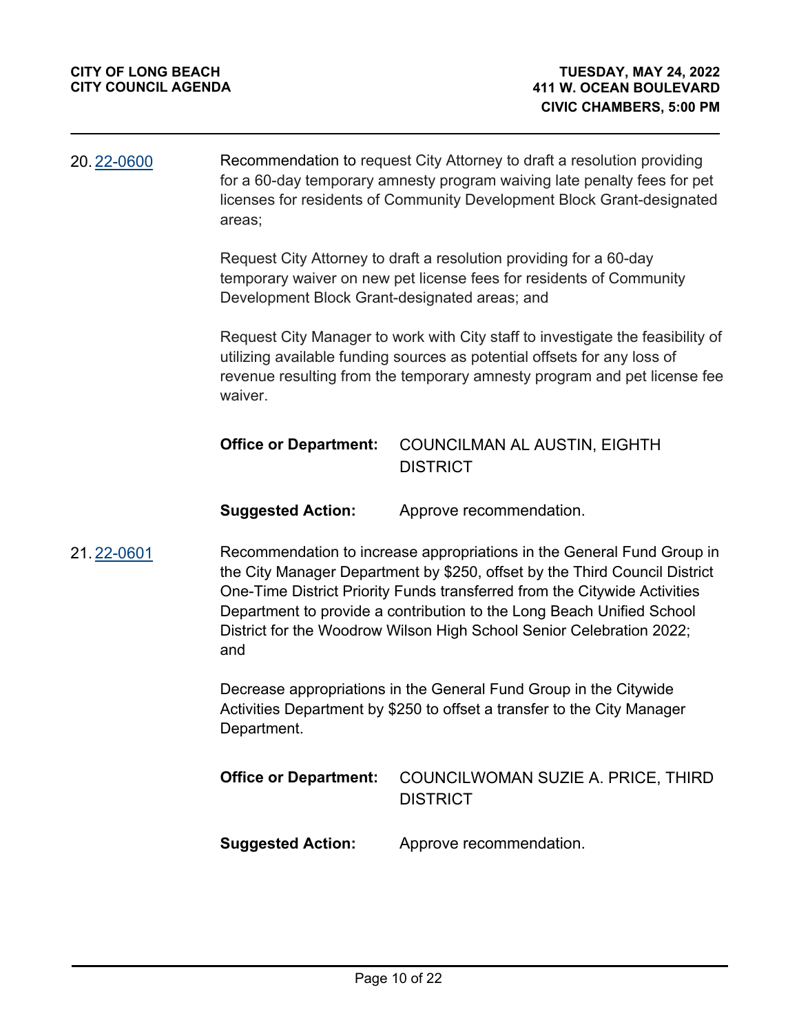20. [22-0600](22-0600)

Recommendation to request City Attorney to draft a resolution providing for a 60-day temporary amnesty program waiving late penalty fees for pet licenses for residents of Community Development Block Grant-designated areas;

Request City Attorney to draft a resolution providing for a 60-day temporary waiver on new pet license fees for residents of Community Development Block Grant-designated areas; and

Request City Manager to work with City staff to investigate the feasibility of utilizing available funding sources as potential offsets for any loss of revenue resulting from the temporary amnesty program and pet license fee waiver.

**Office or Department:** COUNCILMAN AL AUSTIN, EIGHTH DISTRICT

**Suggested Action:** Approve recommendation.

21. [22-0601](22-0601)

Recommendation to increase appropriations in the General Fund Group in the City Manager Department by $250, offset by the Third Council District One-Time District Priority Funds transferred from the Citywide Activities Department to provide a contribution to the Long Beach Unified School District for the Woodrow Wilson High School Senior Celebration 2022; and

Decrease appropriations in the General Fund Group in the Citywide Activities Department by $250 to offset a transfer to the City Manager Department.

**Office or Department:** COUNCILWOMAN SUZIE A. PRICE, THIRD DISTRICT

**Suggested Action:** Approve recommendation.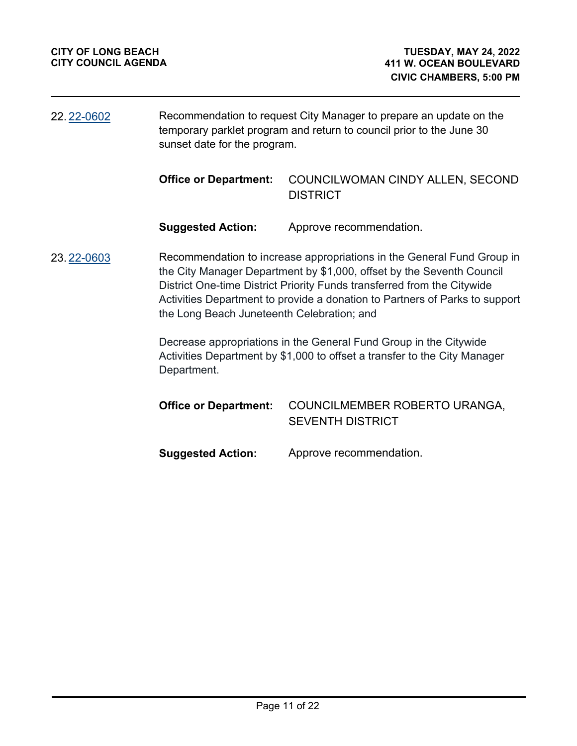22. [22-0602](22-0602)

Recommendation to request City Manager to prepare an update on the temporary parklet program and return to council prior to the June 30 sunset date for the program.

**Office or Department:** COUNCILWOMAN CINDY ALLEN, SECOND DISTRICT

**Suggested Action:** Approve recommendation.

23. [22-0603](22-0603)

Recommendation to increase appropriations in the General Fund Group in the City Manager Department by $1,000, offset by the Seventh Council District One-time District Priority Funds transferred from the Citywide Activities Department to provide a donation to Partners of Parks to support the Long Beach Juneteenth Celebration; and

Decrease appropriations in the General Fund Group in the Citywide Activities Department by $1,000 to offset a transfer to the City Manager Department.

**Office or Department:** COUNCILMEMBER ROBERTO URANGA, SEVENTH DISTRICT

**Suggested Action:** Approve recommendation.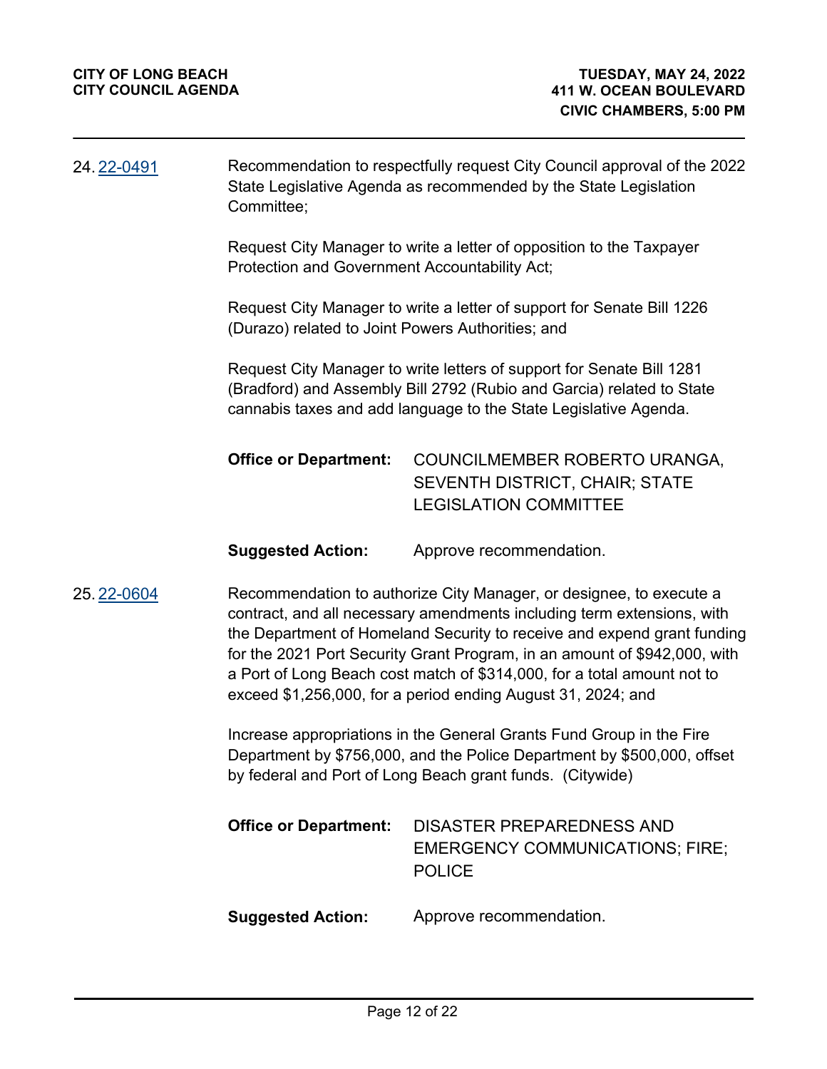24. [22-0491]

Recommendation to respectfully request City Council approval of the 2022 State Legislative Agenda as recommended by the State Legislation Committee;

Request City Manager to write a letter of opposition to the Taxpayer Protection and Government Accountability Act;

Request City Manager to write a letter of support for Senate Bill 1226 (Durazo) related to Joint Powers Authorities; and

Request City Manager to write letters of support for Senate Bill 1281 (Bradford) and Assembly Bill 2792 (Rubio and Garcia) related to State cannabis taxes and add language to the State Legislative Agenda.

**Office or Department:** COUNCILMEMBER ROBERTO URANGA, SEVENTH DISTRICT, CHAIR; STATE LEGISLATION COMMITTEE

**Suggested Action:** Approve recommendation.

25. [22-0604]

Recommendation to authorize City Manager, or designee, to execute a contract, and all necessary amendments including term extensions, with the Department of Homeland Security to receive and expend grant funding for the 2021 Port Security Grant Program, in an amount of $942,000, with a Port of Long Beach cost match of $314,000, for a total amount not to exceed $1,256,000, for a period ending August 31, 2024; and

Increase appropriations in the General Grants Fund Group in the Fire Department by $756,000, and the Police Department by $500,000, offset by federal and Port of Long Beach grant funds. (Citywide)

**Office or Department:** DISASTER PREPAREDNESS AND EMERGENCY COMMUNICATIONS; FIRE; POLICE

**Suggested Action:** Approve recommendation.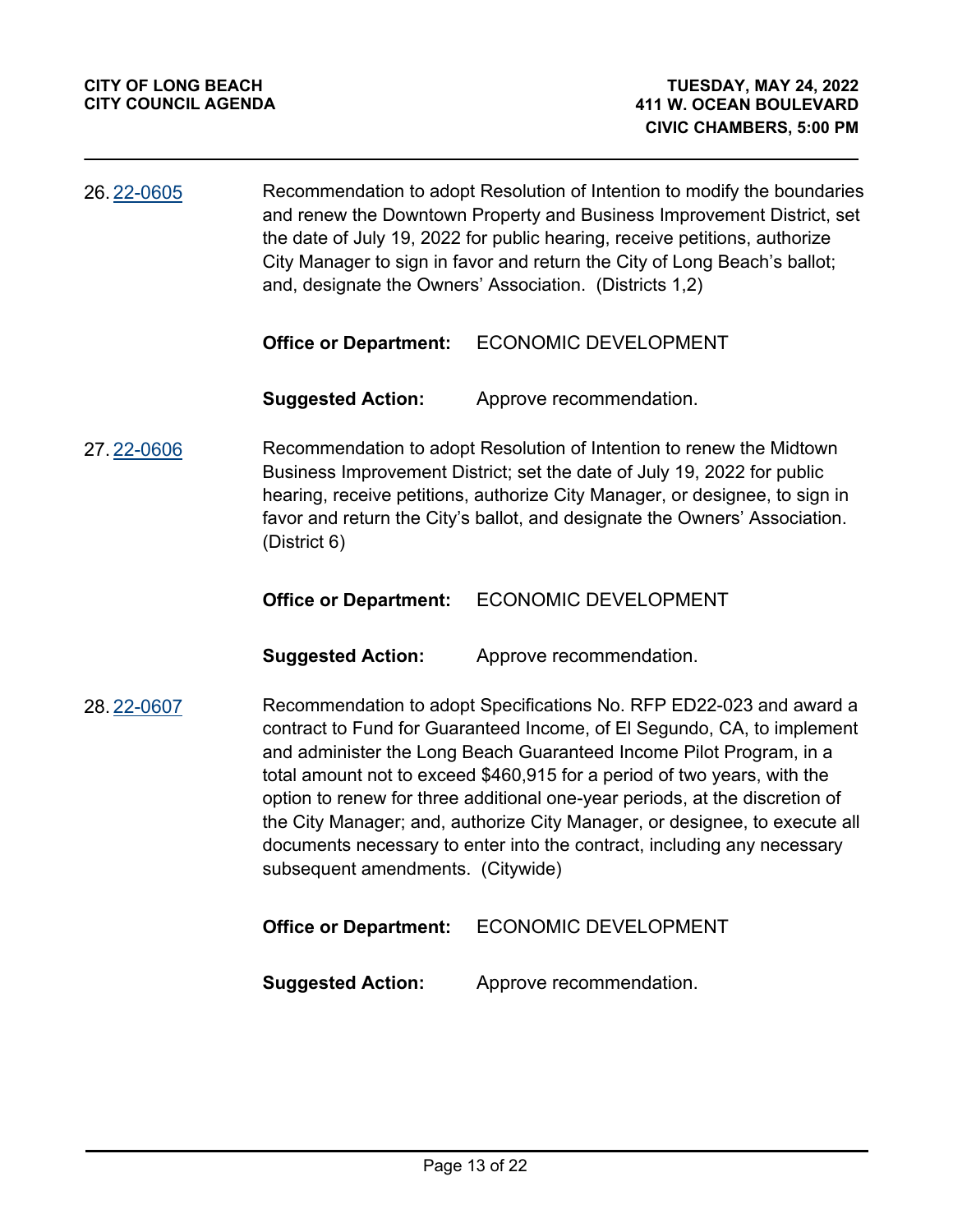26. [22-0605](22-0605) Recommendation to adopt Resolution of Intention to modify the boundaries and renew the Downtown Property and Business Improvement District, set the date of July 19, 2022 for public hearing, receive petitions, authorize City Manager to sign in favor and return the City of Long Beach's ballot; and, designate the Owners' Association. (Districts 1,2)

   **Office or Department:** ECONOMIC DEVELOPMENT

   **Suggested Action:** Approve recommendation.

27. [22-0606](22-0606) Recommendation to adopt Resolution of Intention to renew the Midtown Business Improvement District; set the date of July 19, 2022 for public hearing, receive petitions, authorize City Manager, or designee, to sign in favor and return the City's ballot, and designate the Owners' Association. (District 6)

   **Office or Department:** ECONOMIC DEVELOPMENT

   **Suggested Action:** Approve recommendation.

28. [22-0607](22-0607) Recommendation to adopt Specifications No. RFP ED22-023 and award a contract to Fund for Guaranteed Income, of El Segundo, CA, to implement and administer the Long Beach Guaranteed Income Pilot Program, in a total amount not to exceed $460,915 for a period of two years, with the option to renew for three additional one-year periods, at the discretion of the City Manager; and, authorize City Manager, or designee, to execute all documents necessary to enter into the contract, including any necessary subsequent amendments. (Citywide)

   **Office or Department:** ECONOMIC DEVELOPMENT

   **Suggested Action:** Approve recommendation.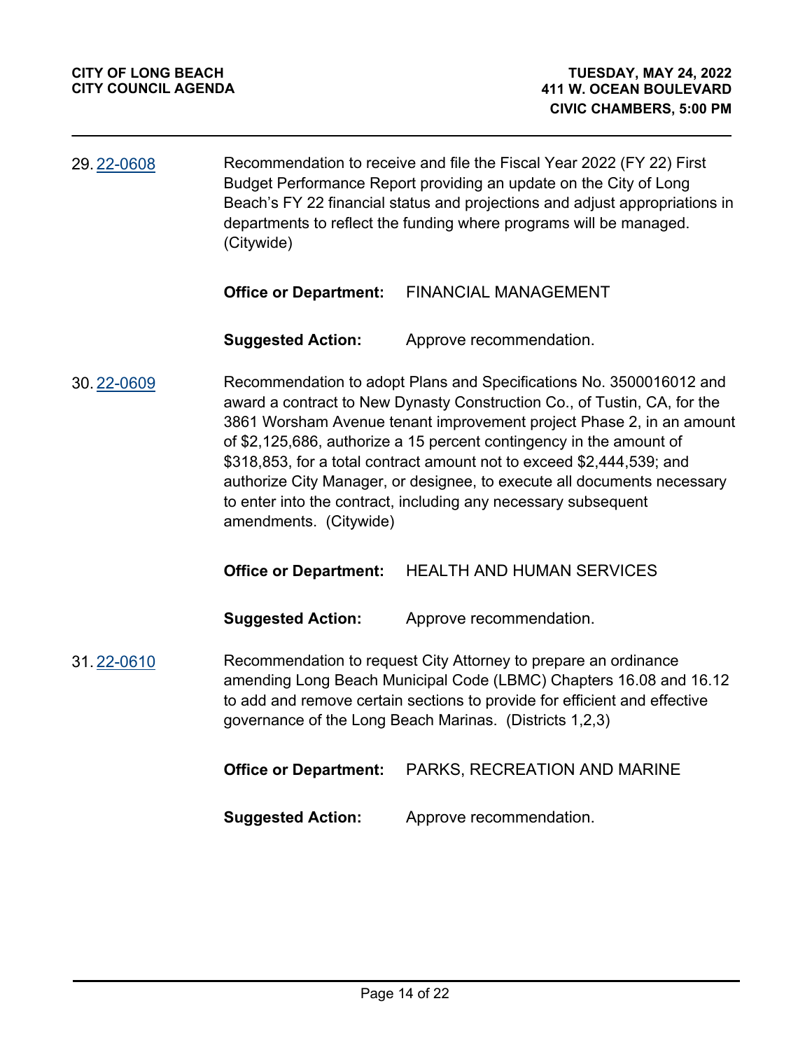29. 22-0608

Recommendation to receive and file the Fiscal Year 2022 (FY 22) First Budget Performance Report providing an update on the City of Long Beach's FY 22 financial status and projections and adjust appropriations in departments to reflect the funding where programs will be managed. (Citywide)

**Office or Department:** FINANCIAL MANAGEMENT

**Suggested Action:** Approve recommendation.

30. 22-0609

Recommendation to adopt Plans and Specifications No. 3500016012 and award a contract to New Dynasty Construction Co., of Tustin, CA, for the 3861 Worsham Avenue tenant improvement project Phase 2, in an amount of $2,125,686, authorize a 15 percent contingency in the amount of $318,853, for a total contract amount not to exceed $2,444,539; and authorize City Manager, or designee, to execute all documents necessary to enter into the contract, including any necessary subsequent amendments. (Citywide)

**Office or Department:** HEALTH AND HUMAN SERVICES

**Suggested Action:** Approve recommendation.

31. 22-0610

Recommendation to request City Attorney to prepare an ordinance amending Long Beach Municipal Code (LBMC) Chapters 16.08 and 16.12 to add and remove certain sections to provide for efficient and effective governance of the Long Beach Marinas. (Districts 1,2,3)

**Office or Department:** PARKS, RECREATION AND MARINE

**Suggested Action:** Approve recommendation.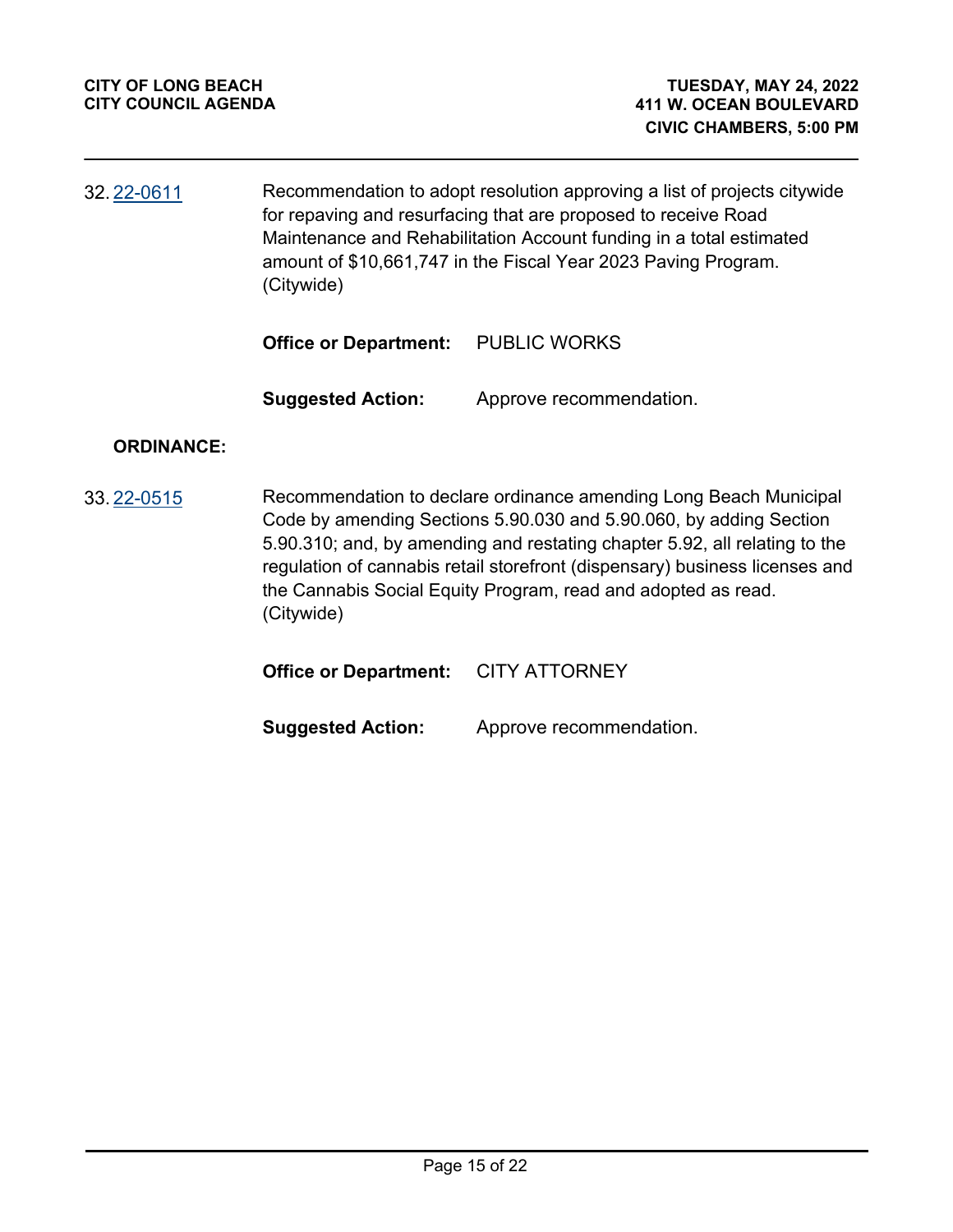32. 22-0611 Recommendation to adopt resolution approving a list of projects citywide for repaving and resurfacing that are proposed to receive Road Maintenance and Rehabilitation Account funding in a total estimated amount of $10,661,747 in the Fiscal Year 2023 Paving Program. (Citywide)

**Office or Department:** PUBLIC WORKS

**Suggested Action:** Approve recommendation.

**ORDINANCE:**

33. 22-0515 Recommendation to declare ordinance amending Long Beach Municipal Code by amending Sections 5.90.030 and 5.90.060, by adding Section 5.90.310; and, by amending and restating chapter 5.92, all relating to the regulation of cannabis retail storefront (dispensary) business licenses and the Cannabis Social Equity Program, read and adopted as read. (Citywide)

**Office or Department:** CITY ATTORNEY

**Suggested Action:** Approve recommendation.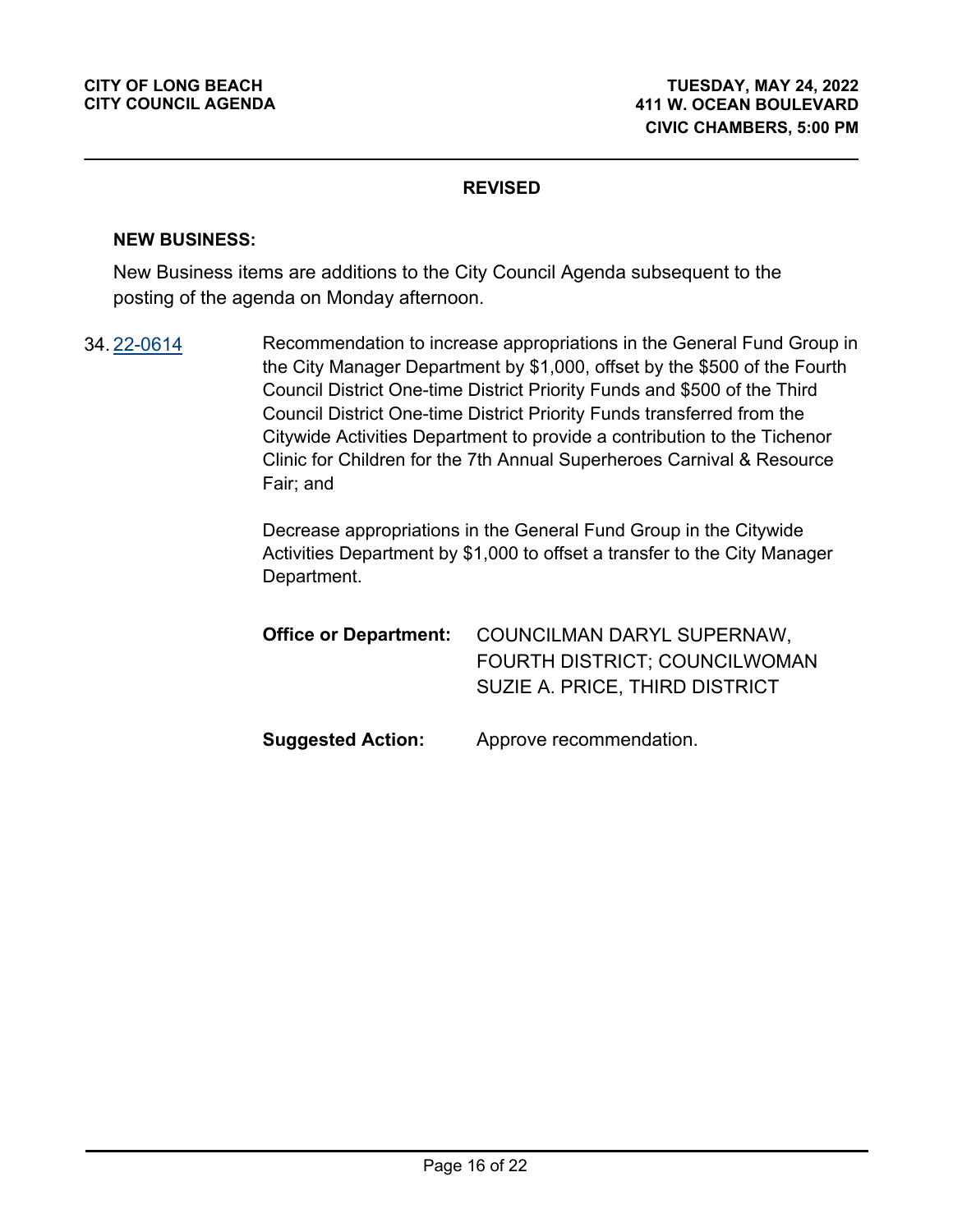**REVISED**

**NEW BUSINESS:**

New Business items are additions to the City Council Agenda subsequent to the posting of the agenda on Monday afternoon.

34. 22-0614 Recommendation to increase appropriations in the General Fund Group in the City Manager Department by $1,000, offset by the $500 of the Fourth Council District One-time District Priority Funds and $500 of the Third Council District One-time District Priority Funds transferred from the Citywide Activities Department to provide a contribution to the Tichenor Clinic for Children for the 7th Annual Superheroes Carnival & Resource Fair; and

Decrease appropriations in the General Fund Group in the Citywide Activities Department by $1,000 to offset a transfer to the City Manager Department.

**Office or Department:** COUNCILMAN DARYL SUPERNAW, FOURTH DISTRICT; COUNCILWOMAN SUZIE A. PRICE, THIRD DISTRICT

**Suggested Action:** Approve recommendation.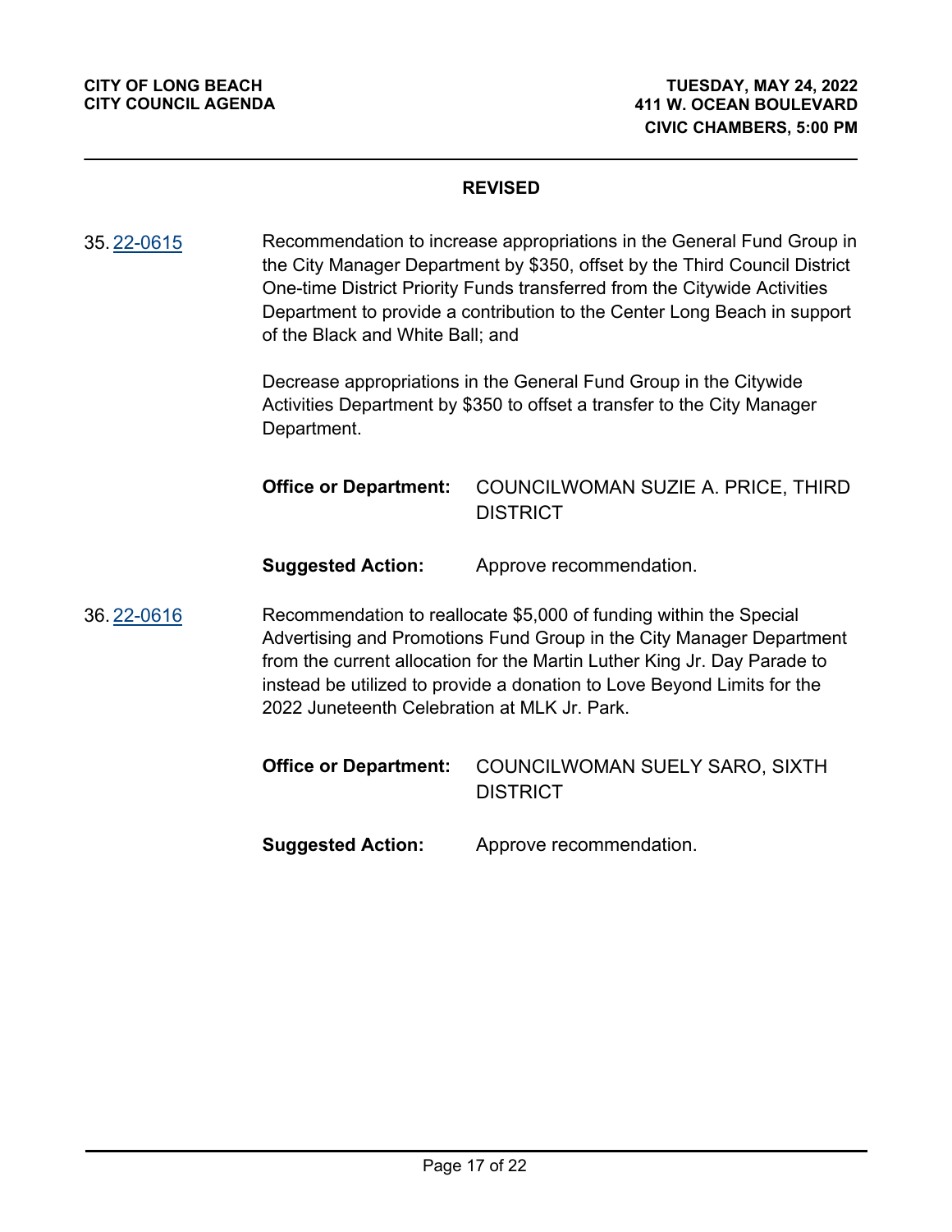**REVISED**

35. 22-0615

Recommendation to increase appropriations in the General Fund Group in the City Manager Department by $350, offset by the Third Council District One-time District Priority Funds transferred from the Citywide Activities Department to provide a contribution to the Center Long Beach in support of the Black and White Ball; and

Decrease appropriations in the General Fund Group in the Citywide Activities Department by $350 to offset a transfer to the City Manager Department.

**Office or Department:** COUNCILWOMAN SUZIE A. PRICE, THIRD DISTRICT

**Suggested Action:** Approve recommendation.

36. 22-0616

Recommendation to reallocate $5,000 of funding within the Special Advertising and Promotions Fund Group in the City Manager Department from the current allocation for the Martin Luther King Jr. Day Parade to instead be utilized to provide a donation to Love Beyond Limits for the 2022 Juneteenth Celebration at MLK Jr. Park.

**Office or Department:** COUNCILWOMAN SUELY SARO, SIXTH DISTRICT

**Suggested Action:** Approve recommendation.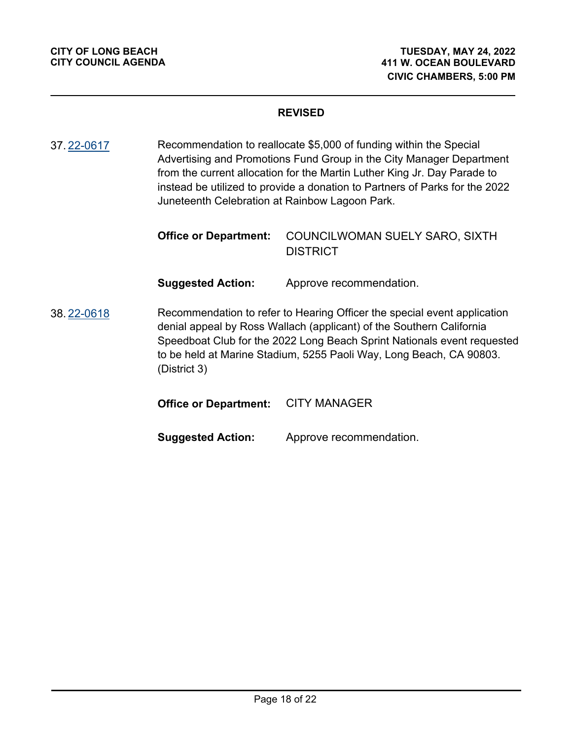**REVISED**

37. 22-0617

Recommendation to reallocate $5,000 of funding within the Special Advertising and Promotions Fund Group in the City Manager Department from the current allocation for the Martin Luther King Jr. Day Parade to instead be utilized to provide a donation to Partners of Parks for the 2022 Juneteenth Celebration at Rainbow Lagoon Park.

**Office or Department:** COUNCILWOMAN SUELY SARO, SIXTH DISTRICT

**Suggested Action:** Approve recommendation.

38. 22-0618

Recommendation to refer to Hearing Officer the special event application denial appeal by Ross Wallach (applicant) of the Southern California Speedboat Club for the 2022 Long Beach Sprint Nationals event requested to be held at Marine Stadium, 5255 Paoli Way, Long Beach, CA 90803. (District 3)

**Office or Department:** CITY MANAGER

**Suggested Action:** Approve recommendation.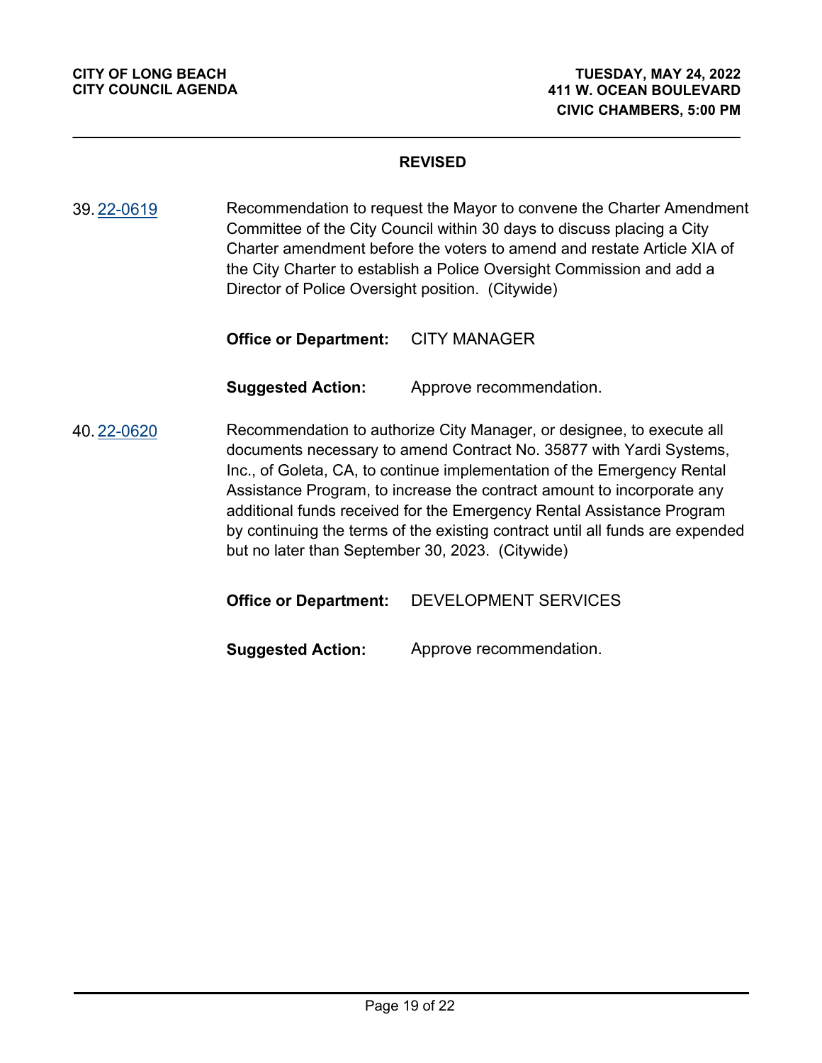**REVISED**

39. 22-0619

Recommendation to request the Mayor to convene the Charter Amendment Committee of the City Council within 30 days to discuss placing a City Charter amendment before the voters to amend and restate Article XIA of the City Charter to establish a Police Oversight Commission and add a Director of Police Oversight position. (Citywide)

**Office or Department:** CITY MANAGER

**Suggested Action:** Approve recommendation.

40. 22-0620

Recommendation to authorize City Manager, or designee, to execute all documents necessary to amend Contract No. 35877 with Yardi Systems, Inc., of Goleta, CA, to continue implementation of the Emergency Rental Assistance Program, to increase the contract amount to incorporate any additional funds received for the Emergency Rental Assistance Program by continuing the terms of the existing contract until all funds are expended but no later than September 30, 2023. (Citywide)

**Office or Department:** DEVELOPMENT SERVICES

**Suggested Action:** Approve recommendation.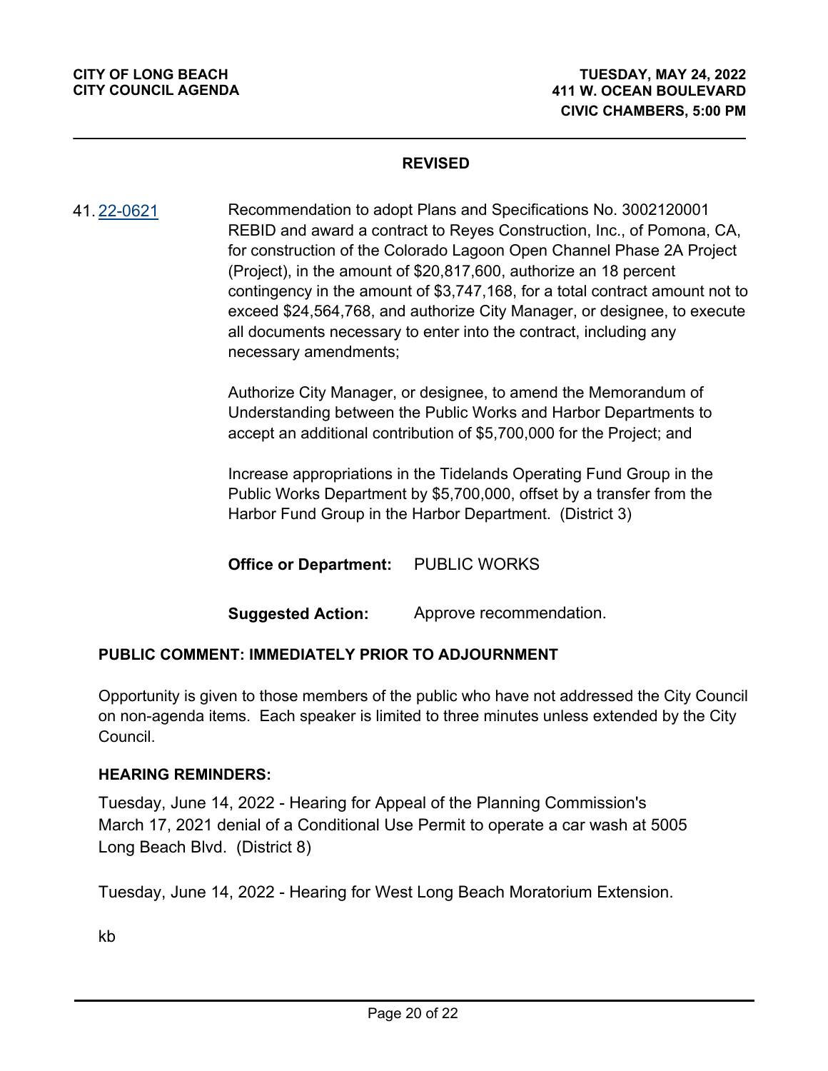**REVISED**

41. [22-0621](22-0621) Recommendation to adopt Plans and Specifications No. 3002120001 REBID and award a contract to Reyes Construction, Inc., of Pomona, CA, for construction of the Colorado Lagoon Open Channel Phase 2A Project (Project), in the amount of $20,817,600, authorize an 18 percent contingency in the amount of $3,747,168, for a total contract amount not to exceed $24,564,768, and authorize City Manager, or designee, to execute all documents necessary to enter into the contract, including any necessary amendments;

    Authorize City Manager, or designee, to amend the Memorandum of Understanding between the Public Works and Harbor Departments to accept an additional contribution of $5,700,000 for the Project; and

    Increase appropriations in the Tidelands Operating Fund Group in the Public Works Department by $5,700,000, offset by a transfer from the Harbor Fund Group in the Harbor Department. (District 3)

    **Office or Department:** PUBLIC WORKS

    **Suggested Action:** Approve recommendation.

**PUBLIC COMMENT: IMMEDIATELY PRIOR TO ADJOURNMENT**

Opportunity is given to those members of the public who have not addressed the City Council on non-agenda items. Each speaker is limited to three minutes unless extended by the City Council.

**HEARING REMINDERS:**

Tuesday, June 14, 2022 - Hearing for Appeal of the Planning Commission's March 17, 2021 denial of a Conditional Use Permit to operate a car wash at 5005 Long Beach Blvd. (District 8)

Tuesday, June 14, 2022 - Hearing for West Long Beach Moratorium Extension.

kb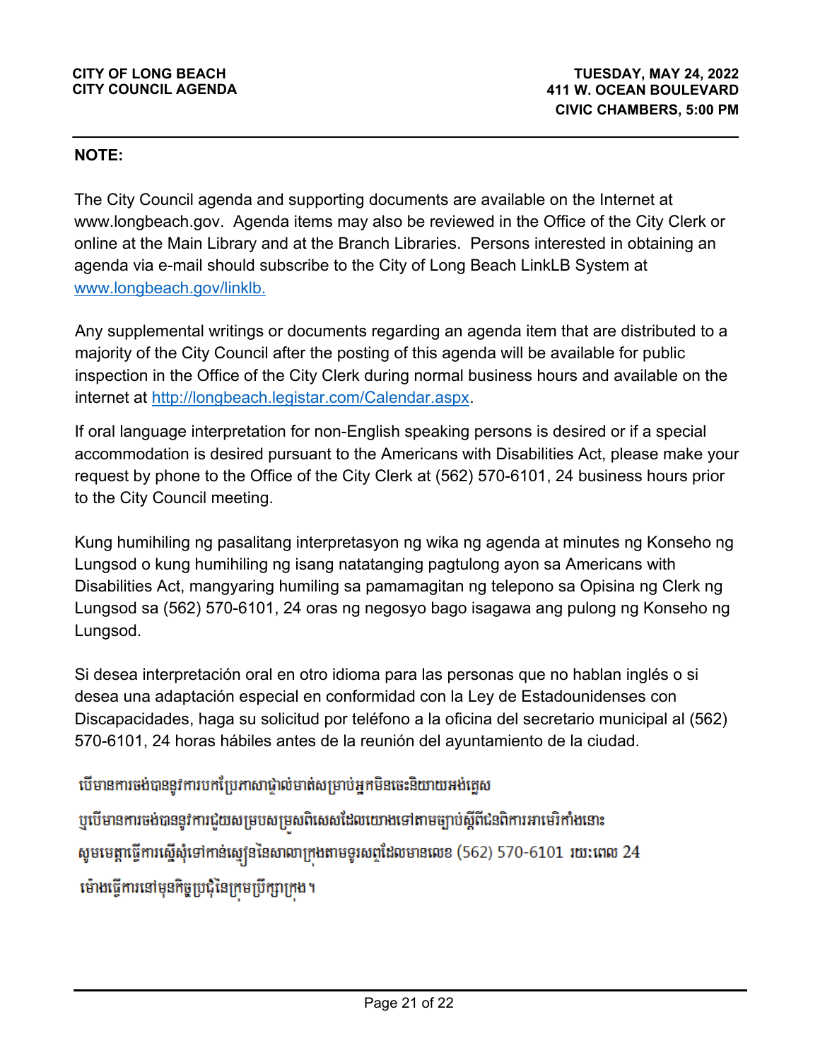**CITY OF LONG BEACH**
**CITY COUNCIL AGENDA**

**TUESDAY, MAY 24, 2022**
**411 W. OCEAN BOULEVARD**
**CIVIC CHAMBERS, 5:00 PM**

---

**NOTE:**

The City Council agenda and supporting documents are available on the Internet at www.longbeach.gov. Agenda items may also be reviewed in the Office of the City Clerk or online at the Main Library and at the Branch Libraries. Persons interested in obtaining an agenda via e-mail should subscribe to the City of Long Beach LinkLB System at [www.longbeach.gov/linklb.](www.longbeach.gov/linklb)

Any supplemental writings or documents regarding an agenda item that are distributed to a majority of the City Council after the posting of this agenda will be available for public inspection in the Office of the City Clerk during normal business hours and available on the internet at [http://longbeach.legistar.com/Calendar.aspx](http://longbeach.legistar.com/Calendar.aspx).

If oral language interpretation for non-English speaking persons is desired or if a special accommodation is desired pursuant to the Americans with Disabilities Act, please make your request by phone to the Office of the City Clerk at (562) 570-6101, 24 business hours prior to the City Council meeting.

Kung humihiling ng pasalitang interpretasyon ng wika ng agenda at minutes ng Konseho ng Lungsod o kung humihiling ng isang natatanging pagtulong ayon sa Americans with Disabilities Act, mangyaring humiling sa pamamagitan ng telepono sa Opisina ng Clerk ng Lungsod sa (562) 570-6101, 24 oras ng negosyo bago isagawa ang pulong ng Konseho ng Lungsod.

Si desea interpretación oral en otro idioma para las personas que no hablan inglés o si desea una adaptación especial en conformidad con la Ley de Estadounidenses con Discapacidades, haga su solicitud por teléfono a la oficina del secretario municipal al (562) 570-6101, 24 horas hábiles antes de la reunión del ayuntamiento de la ciudad.

បើមានការចង់បានទូវការបកប្រែភាសាផ្ទាល់មាត់សម្រាប់អ្នកមិនចេះនិយាយអង់គ្លេស
ឬបើមានការចង់បានទូវការជួយសម្របសម្រួលពិសេសដែលយោងទៅតាមច្បាប់ស្តីពីជនពិការអាមេរិកាំងនោះ
សូមមេត្តាធ្វើការស្នើសុំទៅកាន់ស្មៀននៃសាលាក្រុងតាមទូរសព្ទដែលមានលេខ (562) 570-6101 រយៈពេល 24
ម៉ោងធ្វើការនៅមុនកិច្ចប្រជុំនៃក្រុមប្រឹក្សាក្រុង។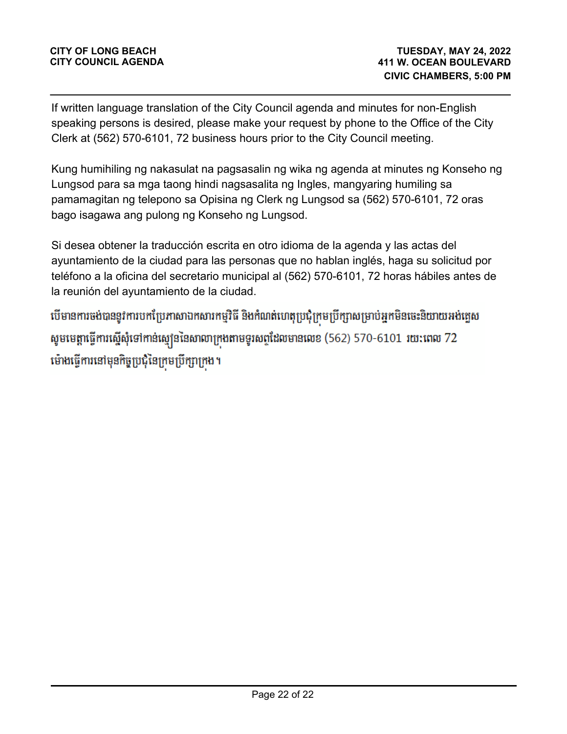If written language translation of the City Council agenda and minutes for non-English speaking persons is desired, please make your request by phone to the Office of the City Clerk at (562) 570-6101, 72 business hours prior to the City Council meeting.

Kung humihiling ng nakasulat na pagsasalin ng wika ng agenda at minutes ng Konseho ng Lungsod para sa mga taong hindi nagsasalita ng Ingles, mangyaring humiling sa pamamagitan ng telepono sa Opisina ng Clerk ng Lungsod sa (562) 570-6101, 72 oras bago isagawa ang pulong ng Konseho ng Lungsod.

Si desea obtener la traducción escrita en otro idioma de la agenda y las actas del ayuntamiento de la ciudad para las personas que no hablan inglés, haga su solicitud por teléfono a la oficina del secretario municipal al (562) 570-6101, 72 horas hábiles antes de la reunión del ayuntamiento de la ciudad.

បើមានការចង់បាននូវការបកប្រែភាសាឯកសារកម្មវិធី និងកំណត់ហេតុប្រជុំក្រុមប្រឹក្សាសម្រាប់អ្នកមិនចេះនិយាយអង់គ្លេស សូមមេត្តាធ្វើការស្នើសុំទៅកាន់ស្មៀននៃសាលាក្រុងតាមទូរសព្ទដែលមានលេខ (562) 570-6101 រយៈពេល 72 ម៉ោងធ្វើការនៅមុនកិច្ចប្រជុំនៃក្រុមប្រឹក្សាក្រុង។